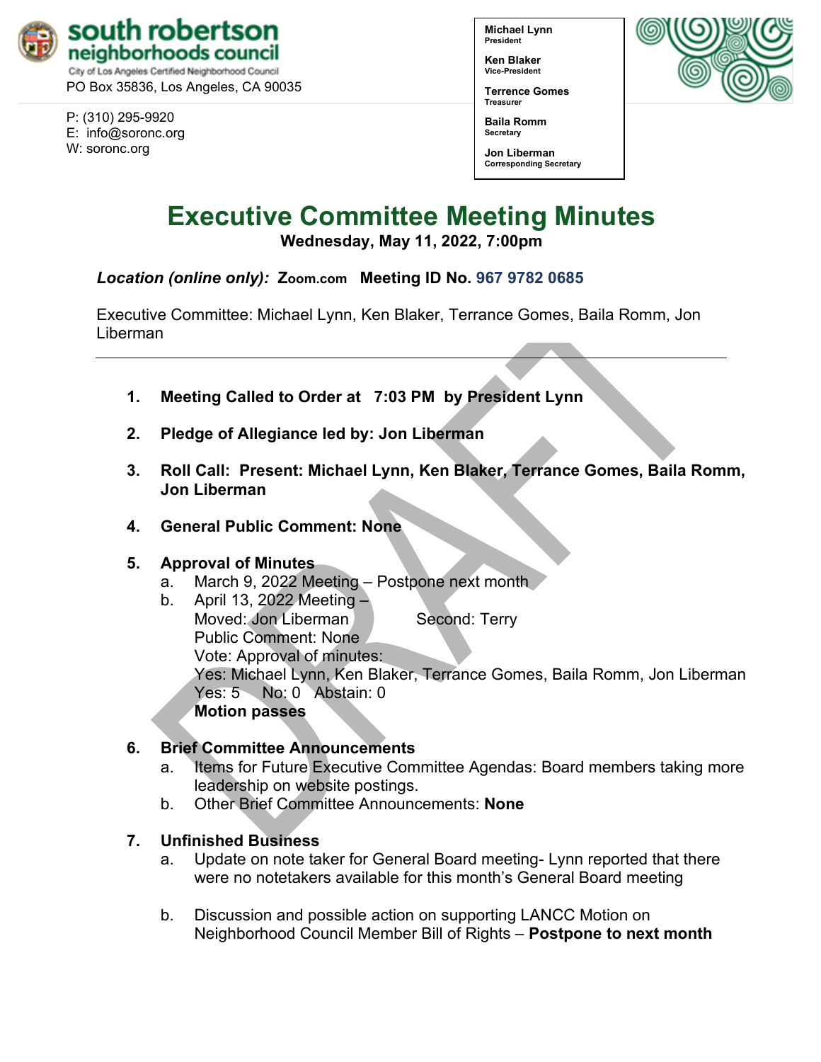**south robertson neighborhoods council**
City of Los Angeles Certified Neighborhood Council
PO Box 35836, Los Angeles, CA 90035

P: (310) 295-9920
E: info@soronc.org
W: soronc.org

**Michael Lynn**
President

**Ken Blaker**
Vice-President

**Terrence Gomes**
Treasurer

**Baila Romm**
Secretary

**Jon Liberman**
Corresponding Secretary

# Executive Committee Meeting Minutes

**Wednesday, May 11, 2022, 7:00pm**

***Location (online only):*** **Zoom.com Meeting ID No. 967 9782 0685**

Executive Committee: Michael Lynn, Ken Blaker, Terrance Gomes, Baila Romm, Jon Liberman

---

1. **Meeting Called to Order at 7:03 PM by President Lynn**

2. **Pledge of Allegiance led by: Jon Liberman**

3. **Roll Call: Present: Michael Lynn, Ken Blaker, Terrance Gomes, Baila Romm, Jon Liberman**

4. **General Public Comment: None**

5. **Approval of Minutes**
   a. March 9, 2022 Meeting – Postpone next month
   b. April 13, 2022 Meeting –
      Moved: Jon Liberman Second: Terry
      Public Comment: None
      Vote: Approval of minutes:
      Yes: Michael Lynn, Ken Blaker, Terrance Gomes, Baila Romm, Jon Liberman
      Yes: 5 No: 0 Abstain: 0
      **Motion passes**

6. **Brief Committee Announcements**
   a. Items for Future Executive Committee Agendas: Board members taking more leadership on website postings.
   b. Other Brief Committee Announcements: **None**

7. **Unfinished Business**
   a. Update on note taker for General Board meeting- Lynn reported that there were no notetakers available for this month's General Board meeting

   b. Discussion and possible action on supporting LANCC Motion on Neighborhood Council Member Bill of Rights – **Postpone to next month**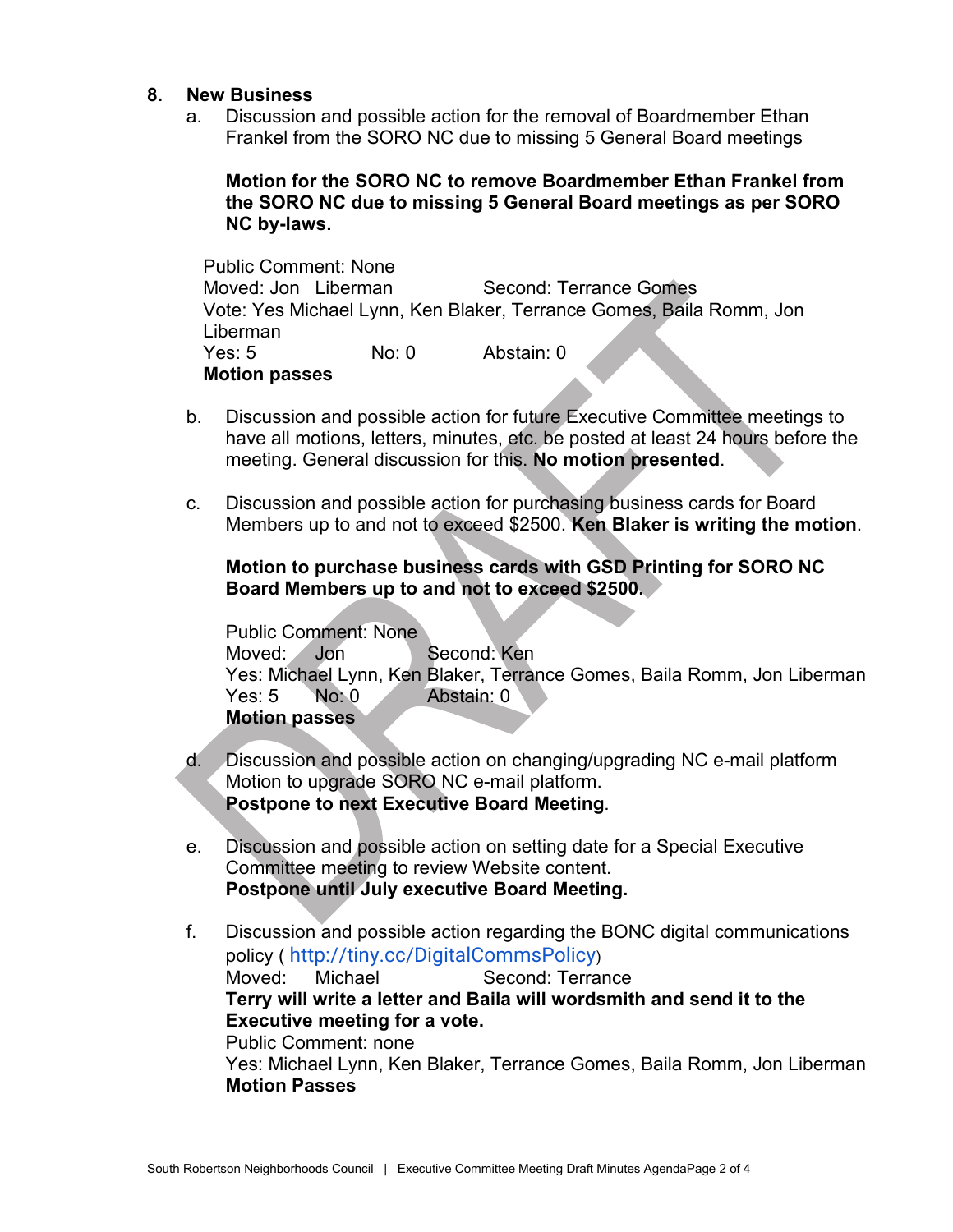## 8. New Business

a. Discussion and possible action for the removal of Boardmember Ethan Frankel from the SORO NC due to missing 5 General Board meetings

**Motion for the SORO NC to remove Boardmember Ethan Frankel from the SORO NC due to missing 5 General Board meetings as per SORO NC by-laws.**

Public Comment: None
Moved: Jon Liberman Second: Terrance Gomes
Vote: Yes Michael Lynn, Ken Blaker, Terrance Gomes, Baila Romm, Jon Liberman
Yes: 5 No: 0 Abstain: 0
**Motion passes**

b. Discussion and possible action for future Executive Committee meetings to have all motions, letters, minutes, etc. be posted at least 24 hours before the meeting. General discussion for this. **No motion presented**.

c. Discussion and possible action for purchasing business cards for Board Members up to and not to exceed $2500. **Ken Blaker is writing the motion**.

**Motion to purchase business cards with GSD Printing for SORO NC Board Members up to and not to exceed $2500.**

Public Comment: None
Moved: Jon Second: Ken
Yes: Michael Lynn, Ken Blaker, Terrance Gomes, Baila Romm, Jon Liberman
Yes: 5 No: 0 Abstain: 0
**Motion passes**

d. Discussion and possible action on changing/upgrading NC e-mail platform
Motion to upgrade SORO NC e-mail platform.
**Postpone to next Executive Board Meeting**.

e. Discussion and possible action on setting date for a Special Executive Committee meeting to review Website content.
**Postpone until July executive Board Meeting.**

f. Discussion and possible action regarding the BONC digital communications policy ( http://tiny.cc/DigitalCommsPolicy)
Moved: Michael Second: Terrance
**Terry will write a letter and Baila will wordsmith and send it to the Executive meeting for a vote.**
Public Comment: none
Yes: Michael Lynn, Ken Blaker, Terrance Gomes, Baila Romm, Jon Liberman
**Motion Passes**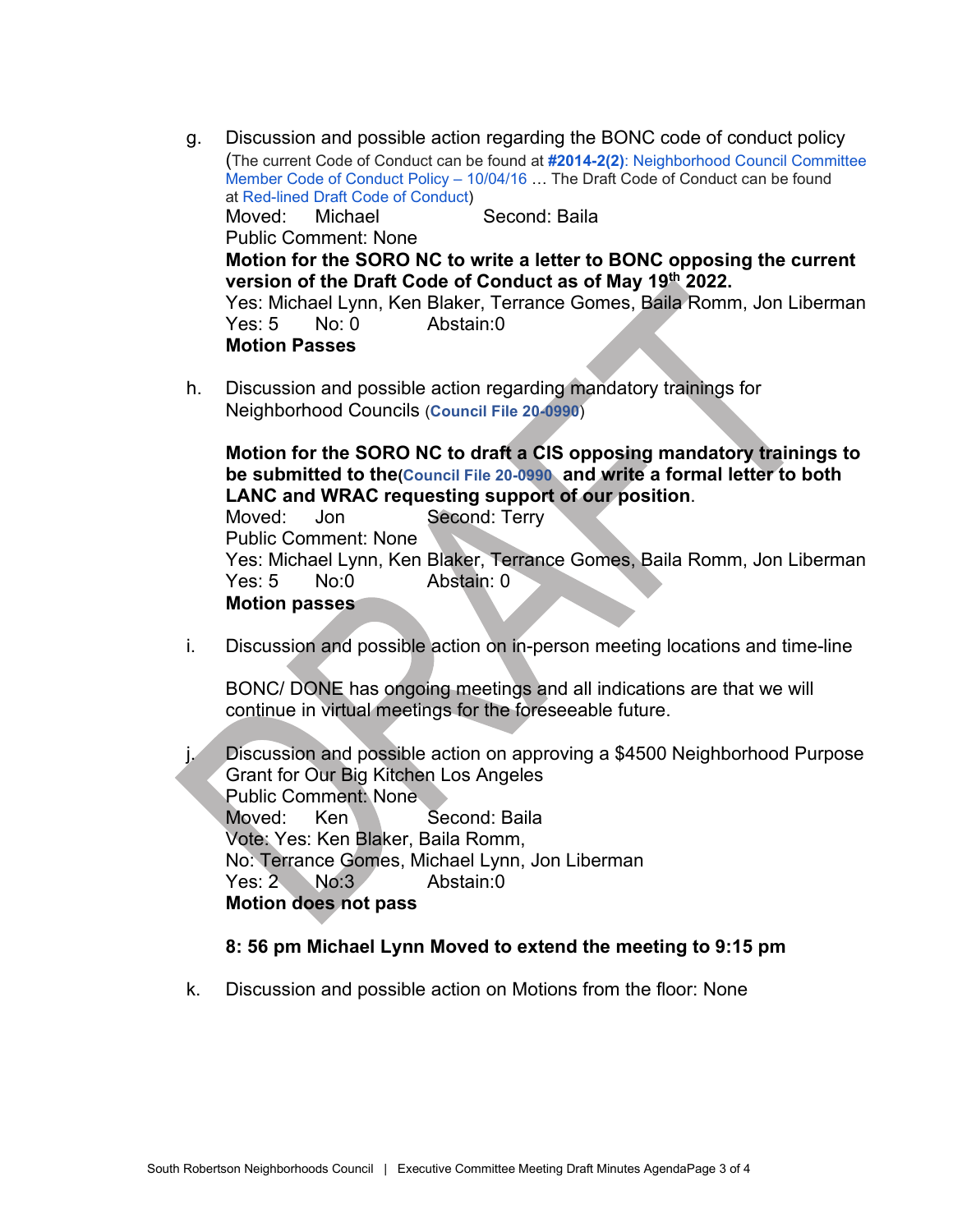g. Discussion and possible action regarding the BONC code of conduct policy (The current Code of Conduct can be found at **#2014-2(2)**: Neighborhood Council Committee Member Code of Conduct Policy – 10/04/16 … The Draft Code of Conduct can be found at Red-lined Draft Code of Conduct)
Moved: Michael Second: Baila
Public Comment: None
**Motion for the SORO NC to write a letter to BONC opposing the current version of the Draft Code of Conduct as of May 19th 2022.**
Yes: Michael Lynn, Ken Blaker, Terrance Gomes, Baila Romm, Jon Liberman
Yes: 5 No: 0 Abstain:0
**Motion Passes**

h. Discussion and possible action regarding mandatory trainings for Neighborhood Councils (**Council File 20-0990**)

**Motion for the SORO NC to draft a CIS opposing mandatory trainings to be submitted to the(Council File 20-0990 and write a formal letter to both LANC and WRAC requesting support of our position.**
Moved: Jon Second: Terry
Public Comment: None
Yes: Michael Lynn, Ken Blaker, Terrance Gomes, Baila Romm, Jon Liberman
Yes: 5 No:0 Abstain: 0
**Motion passes**

i. Discussion and possible action on in-person meeting locations and time-line

BONC/ DONE has ongoing meetings and all indications are that we will continue in virtual meetings for the foreseeable future.

j. Discussion and possible action on approving a $4500 Neighborhood Purpose Grant for Our Big Kitchen Los Angeles
Public Comment: None
Moved: Ken Second: Baila
Vote: Yes: Ken Blaker, Baila Romm,
No: Terrance Gomes, Michael Lynn, Jon Liberman
Yes: 2 No:3 Abstain:0
**Motion does not pass**

**8: 56 pm Michael Lynn Moved to extend the meeting to 9:15 pm**

k. Discussion and possible action on Motions from the floor: None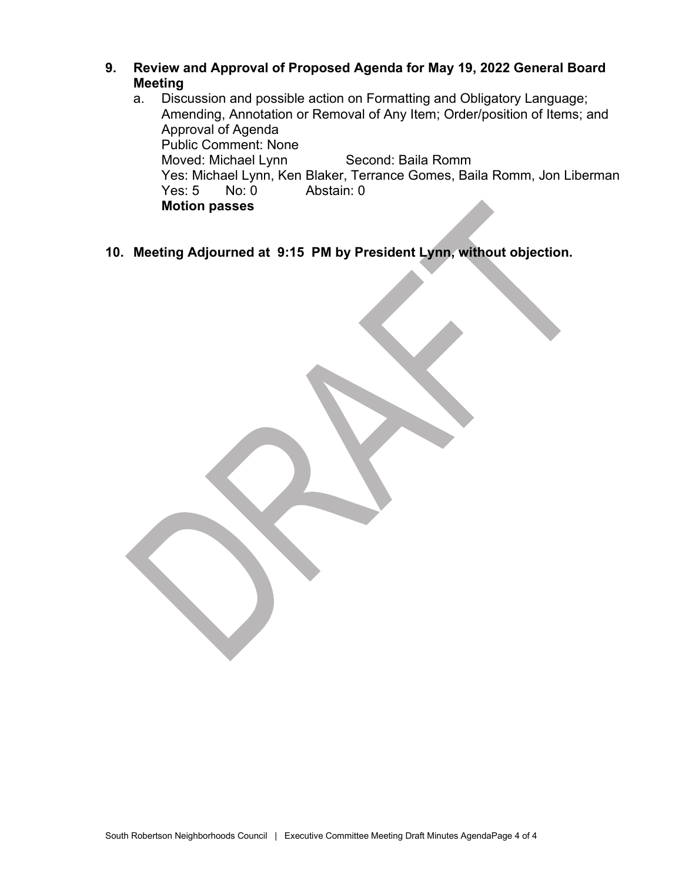**9. Review and Approval of Proposed Agenda for May 19, 2022 General Board Meeting**

a. Discussion and possible action on Formatting and Obligatory Language; Amending, Annotation or Removal of Any Item; Order/position of Items; and Approval of Agenda
Public Comment: None
Moved: Michael Lynn Second: Baila Romm
Yes: Michael Lynn, Ken Blaker, Terrance Gomes, Baila Romm, Jon Liberman
Yes: 5 No: 0 Abstain: 0
**Motion passes**

**10. Meeting Adjourned at 9:15 PM by President Lynn, without objection.**

DRAFT